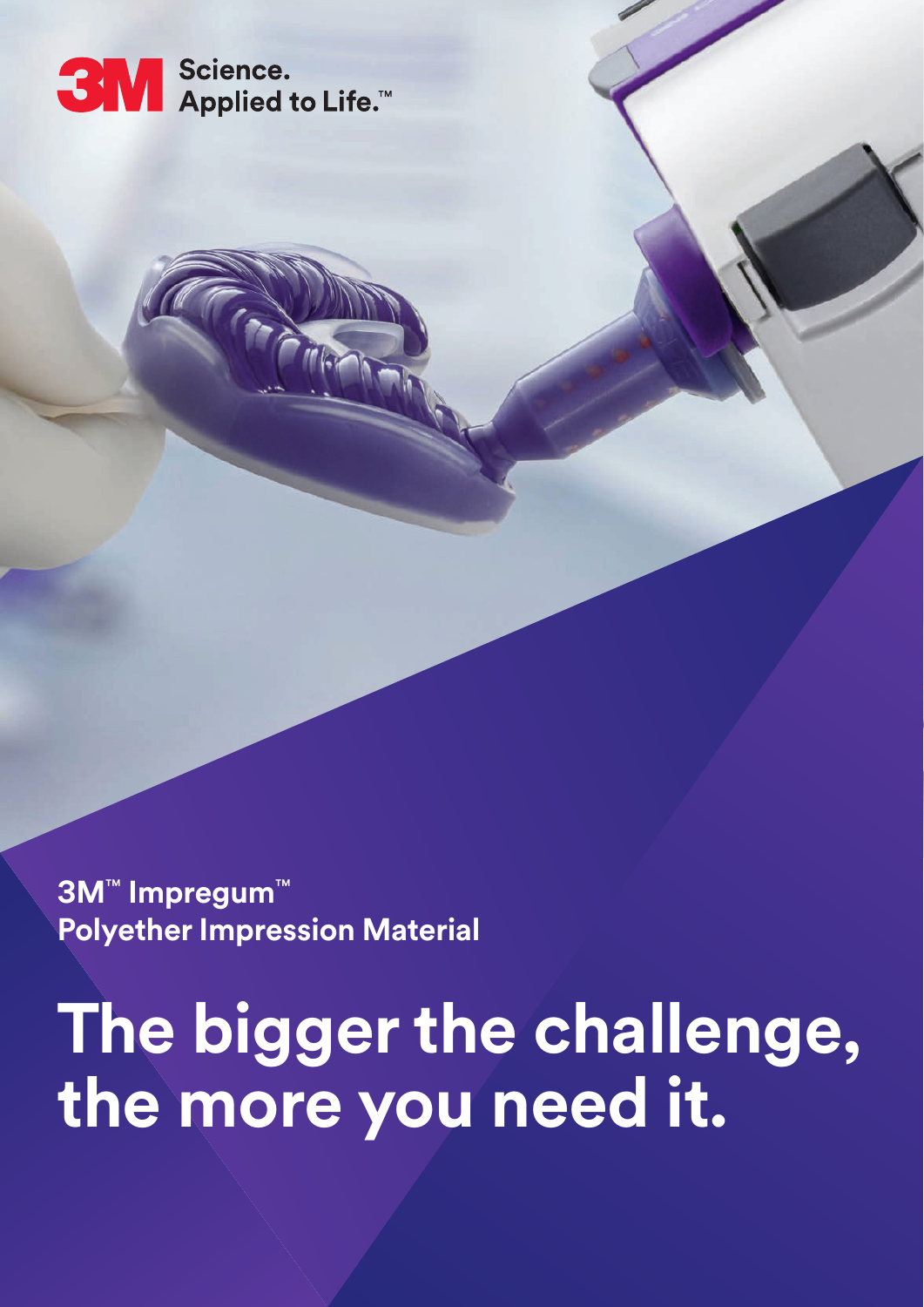3M Science. Applied to Life.™

**3M™ Impregum™**
**Polyether Impression Material**

# The bigger the challenge, the more you need it.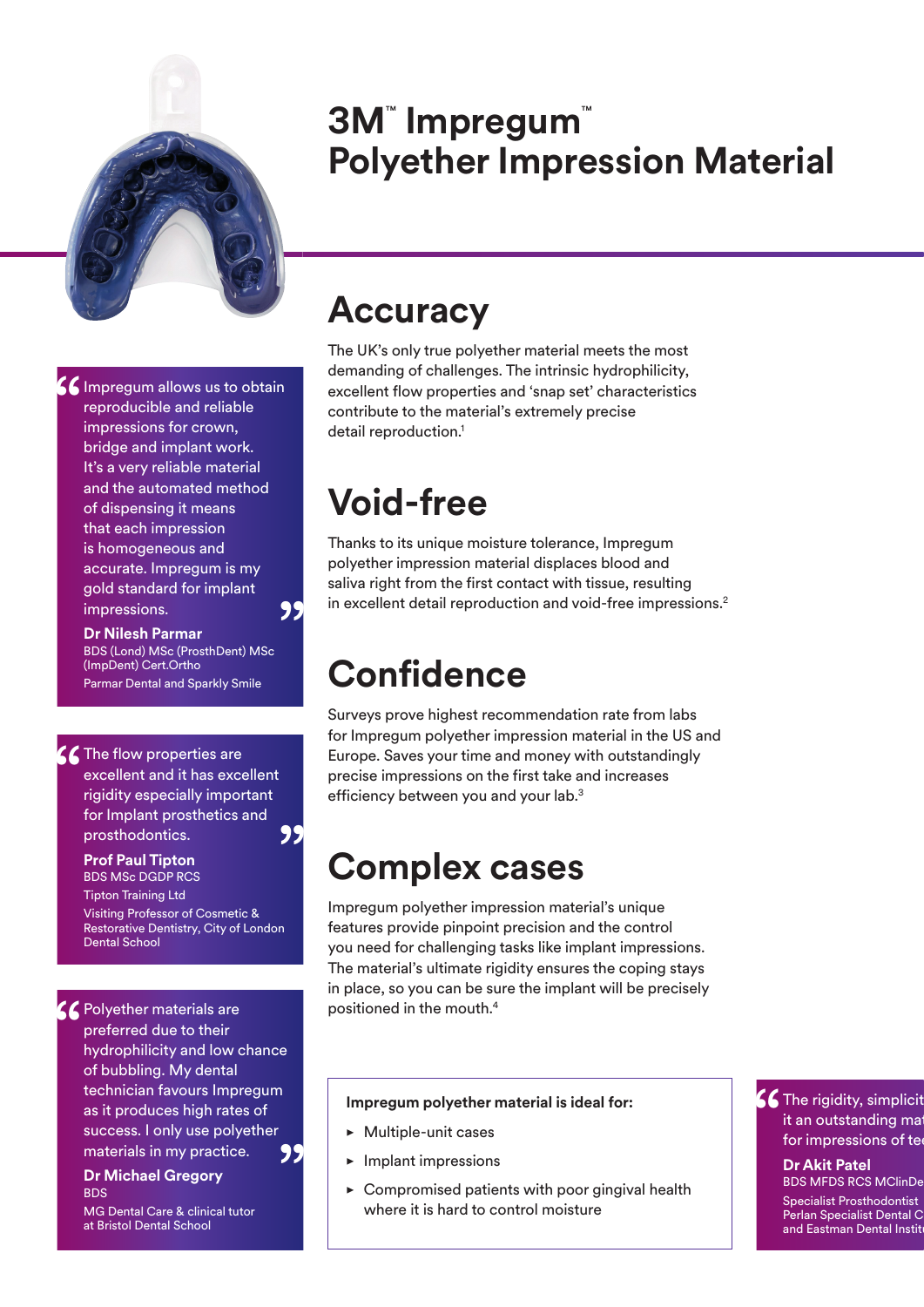# 3M™ Impregum™ Polyether Impression Material

## Accuracy

The UK's only true polyether material meets the most demanding of challenges. The intrinsic hydrophilicity, excellent flow properties and 'snap set' characteristics contribute to the material's extremely precise detail reproduction.[1]

## Void-free

Thanks to its unique moisture tolerance, Impregum polyether impression material displaces blood and saliva right from the first contact with tissue, resulting in excellent detail reproduction and void-free impressions.[2]

## Confidence

Surveys prove highest recommendation rate from labs for Impregum polyether impression material in the US and Europe. Saves your time and money with outstandingly precise impressions on the first take and increases efficiency between you and your lab.[3]

## Complex cases

Impregum polyether impression material's unique features provide pinpoint precision and the control you need for challenging tasks like implant impressions. The material's ultimate rigidity ensures the coping stays in place, so you can be sure the implant will be precisely positioned in the mouth.[4]

**Impregum polyether material is ideal for:**

- Multiple-unit cases
- Implant impressions
- Compromised patients with poor gingival health where it is hard to control moisture

> "Impregum allows us to obtain reproducible and reliable impressions for crown, bridge and implant work. It's a very reliable material and the automated method of dispensing it means that each impression is homogeneous and accurate. Impregum is my gold standard for implant impressions."
>
> **Dr Nilesh Parmar**
> BDS (Lond) MSc (ProsthDent) MSc (ImpDent) Cert.Ortho
> Parmar Dental and Sparkly Smile

> "The flow properties are excellent and it has excellent rigidity especially important for Implant prosthetics and prosthodontics."
>
> **Prof Paul Tipton**
> BDS MSc DGDP RCS
> Tipton Training Ltd
> Visiting Professor of Cosmetic & Restorative Dentistry, City of London Dental School

> "Polyether materials are preferred due to their hydrophilicity and low chance of bubbling. My dental technician favours Impregum as it produces high rates of success. I only use polyether materials in my practice."
>
> **Dr Michael Gregory**
> BDS
> MG Dental Care & clinical tutor at Bristol Dental School

> "The rigidity, simplicit[...] it an outstanding mat[...] for impressions of te[...]
>
> **Dr Akit Patel**
> BDS MFDS RCS MClinDe[...]
> Specialist Prosthodontist
> Perlan Specialist Dental C[...]
> and Eastman Dental Instit[...]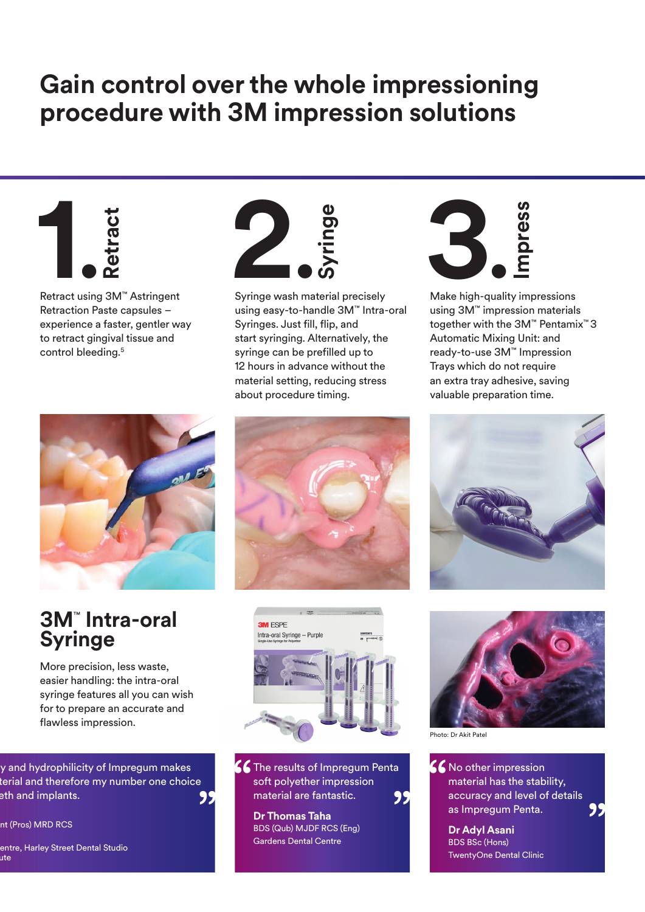# Gain control over the whole impressioning procedure with 3M impression solutions

## 1. Retract

Retract using 3M™ Astringent Retraction Paste capsules – experience a faster, gentler way to retract gingival tissue and control bleeding.[5]

## 2. Syringe

Syringe wash material precisely using easy-to-handle 3M™ Intra-oral Syringes. Just fill, flip, and start syringing. Alternatively, the syringe can be prefilled up to 12 hours in advance without the material setting, reducing stress about procedure timing.

## 3. Impress

Make high-quality impressions using 3M™ impression materials together with the 3M™ Pentamix™ 3 Automatic Mixing Unit: and ready-to-use 3M™ Impression Trays which do not require an extra tray adhesive, saving valuable preparation time.

## 3M™ Intra-oral Syringe

More precision, less waste, easier handling: the intra-oral syringe features all you can wish for to prepare an accurate and flawless impression.

Photo: Dr Akit Patel

"...y and hydrophilicity of Impregum makes ...terial and therefore my number one choice ...eth and implants."

...nt (Pros) MRD RCS
...entre, Harley Street Dental Studio
...ute

"The results of Impregum Penta soft polyether impression material are fantastic."

**Dr Thomas Taha**
BDS (Qub) MJDF RCS (Eng)
Gardens Dental Centre

"No other impression material has the stability, accuracy and level of details as Impregum Penta."

**Dr Adyl Asani**
BDS BSc (Hons)
TwentyOne Dental Clinic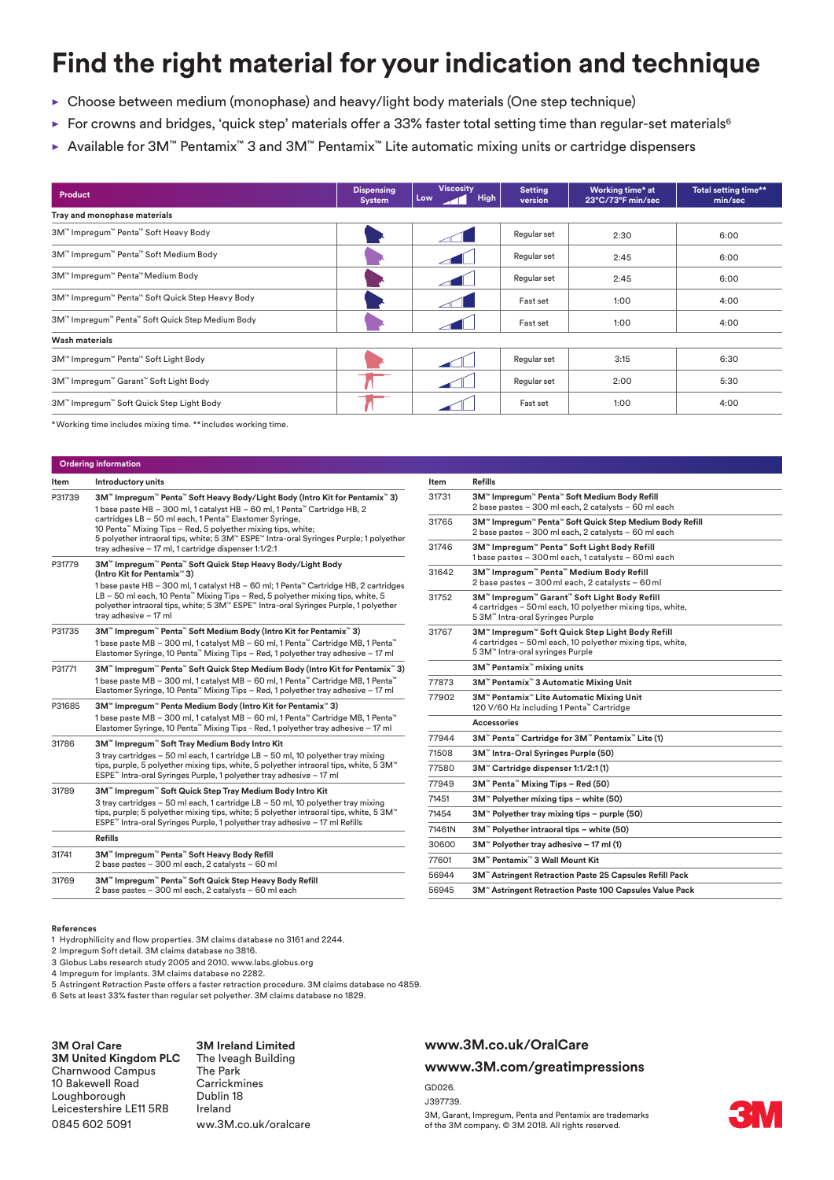# Find the right material for your indication and technique

- Choose between medium (monophase) and heavy/light body materials (One step technique)
- For crowns and bridges, 'quick step' materials offer a 33% faster total setting time than regular-set materials[6]
- Available for 3M™ Pentamix™ 3 and 3M™ Pentamix™ Lite automatic mixing units or cartridge dispensers

| Product | Dispensing System | Viscosity Low High | Setting version | Working time* at 23°C/73°F min/sec | Total setting time** min/sec |
|---|---|---|---|---|---|
| **Tray and monophase materials** | | | | | |
| 3M™ Impregum™ Penta™ Soft Heavy Body | | | Regular set | 2:30 | 6:00 |
| 3M™ Impregum™ Penta™ Soft Medium Body | | | Regular set | 2:45 | 6:00 |
| 3M™ Impregum™ Penta™ Medium Body | | | Regular set | 2:45 | 6:00 |
| 3M™ Impregum™ Penta™ Soft Quick Step Heavy Body | | | Fast set | 1:00 | 4:00 |
| 3M™ Impregum™ Penta™ Soft Quick Step Medium Body | | | Fast set | 1:00 | 4:00 |
| **Wash materials** | | | | | |
| 3M™ Impregum™ Penta™ Soft Light Body | | | Regular set | 3:15 | 6:30 |
| 3M™ Impregum™ Garant™ Soft Light Body | | | Regular set | 2:00 | 5:30 |
| 3M™ Impregum™ Soft Quick Step Light Body | | | Fast set | 1:00 | 4:00 |

*Working time includes mixing time. **includes working time.

## Ordering information

| Item | Introductory units |
|---|---|
| P31739 | **3M™ Impregum™ Penta™ Soft Heavy Body/Light Body (Intro Kit for Pentamix™ 3)** 1 base paste HB – 300 ml, 1 catalyst HB – 60 ml, 1 Penta™ Cartridge HB, 2 cartridges LB – 50 ml each, 1 Penta™ Elastomer Syringe, 10 Penta™ Mixing Tips – Red, 5 polyether mixing tips, white; 5 polyether intraoral tips, white; 5 3M™ ESPE™ Intra-oral Syringes Purple; 1 polyether tray adhesive – 17 ml, 1 cartridge dispenser 1:1/2:1 |
| P31779 | **3M™ Impregum™ Penta™ Soft Quick Step Heavy Body/Light Body (Intro Kit for Pentamix™ 3)** 1 base paste HB – 300 ml, 1 catalyst HB – 60 ml; 1 Penta™ Cartridge HB, 2 cartridges LB – 50 ml each, 10 Penta™ Mixing Tips – Red, 5 polyether mixing tips, white, 5 polyether intraoral tips, white; 5 3M™ ESPE™ Intra-oral Syringes Purple, 1 polyether tray adhesive – 17 ml |
| P31735 | **3M™ Impregum™ Penta™ Soft Medium Body (Intro Kit for Pentamix™ 3)** 1 base paste MB – 300 ml, 1 catalyst MB – 60 ml, 1 Penta™ Cartridge MB, 1 Penta™ Elastomer Syringe, 10 Penta™ Mixing Tips – Red, 1 polyether tray adhesive – 17 ml |
| P31771 | **3M™ Impregum™ Penta™ Soft Quick Step Medium Body (Intro Kit for Pentamix™ 3)** 1 base paste MB – 300 ml, 1 catalyst MB – 60 ml, 1 Penta™ Cartridge MB, 1 Penta™ Elastomer Syringe, 10 Penta™ Mixing Tips – Red, 1 polyether tray adhesive – 17 ml |
| P31685 | **3M™ Impregum™ Penta Medium Body (Intro Kit for Pentamix™ 3)** 1 base paste MB – 300 ml, 1 catalyst MB – 60 ml, 1 Penta™ Cartridge MB, 1 Penta™ Elastomer Syringe, 10 Penta™ Mixing Tips - Red, 1 polyether tray adhesive – 17 ml |
| 31786 | **3M™ Impregum™ Soft Tray Medium Body Intro Kit** 3 tray cartridges – 50 ml each, 1 cartridge LB – 50 ml, 10 polyether tray mixing tips, purple, 5 polyether mixing tips, white, 5 polyether intraoral tips, white, 5 3M™ ESPE™ Intra-oral Syringes Purple, 1 polyether tray adhesive – 17 ml |
| 31789 | **3M™ Impregum™ Soft Quick Step Tray Medium Body Intro Kit** 3 tray cartridges – 50 ml each, 1 cartridge LB – 50 ml, 10 polyether tray mixing tips, purple; 5 polyether mixing tips, white; 5 polyether intraoral tips, white, 5 3M™ ESPE™ Intra-oral Syringes Purple, 1 polyether tray adhesive – 17 ml Refills |
| | **Refills** |
| 31741 | **3M™ Impregum™ Penta™ Soft Heavy Body Refill** 2 base pastes – 300 ml each, 2 catalysts – 60 ml |
| 31769 | **3M™ Impregum™ Penta™ Soft Quick Step Heavy Body Refill** 2 base pastes – 300 ml each, 2 catalysts – 60 ml each |

| Item | Refills |
|---|---|
| 31731 | **3M™ Impregum™ Penta™ Soft Medium Body Refill** 2 base pastes – 300 ml each, 2 catalysts – 60 ml each |
| 31765 | **3M™ Impregum™ Penta™ Soft Quick Step Medium Body Refill** 2 base pastes – 300 ml each, 2 catalysts – 60 ml each |
| 31746 | **3M™ Impregum™ Penta™ Soft Light Body Refill** 1 base pastes – 300 ml each, 1 catalysts – 60 ml each |
| 31642 | **3M™ Impregum™ Penta™ Medium Body Refill** 2 base pastes – 300 ml each, 2 catalysts – 60 ml |
| 31752 | **3M™ Impregum™ Garant™ Soft Light Body Refill** 4 cartridges – 50 ml each, 10 polyether mixing tips, white, 5 3M™ Intra-oral Syringes Purple |
| 31767 | **3M™ Impregum™ Soft Quick Step Light Body Refill** 4 cartridges – 50 ml each, 10 polyether mixing tips, white, 5 3M™ Intra-oral syringes Purple |
| | **3M™ Pentamix™ mixing units** |
| 77873 | **3M™ Pentamix™ 3 Automatic Mixing Unit** |
| 77902 | **3M™ Pentamix™ Lite Automatic Mixing Unit** 120 V/60 Hz including 1 Penta™ Cartridge |
| | **Accessories** |
| 77944 | **3M™ Penta™ Cartridge for 3M™ Pentamix™ Lite (1)** |
| 71508 | **3M™ Intra-Oral Syringes Purple (50)** |
| 77580 | **3M™ Cartridge dispenser 1:1/2:1 (1)** |
| 77949 | **3M™ Penta™ Mixing Tips – Red (50)** |
| 71451 | **3M™ Polyether mixing tips – white (50)** |
| 71454 | **3M™ Polyether tray mixing tips – purple (50)** |
| 71461N | **3M™ Polyether intraoral tips – white (50)** |
| 30600 | **3M™ Polyether tray adhesive – 17 ml (1)** |
| 77601 | **3M™ Pentamix™ 3 Wall Mount Kit** |
| 56944 | **3M™ Astringent Retraction Paste 25 Capsules Refill Pack** |
| 56945 | **3M™ Astringent Retraction Paste 100 Capsules Value Pack** |

**References**

1 Hydrophilicity and flow properties. 3M claims database no 3161 and 2244.
2 Impregum Soft detail. 3M claims database no 3816.
3 Globus Labs research study 2005 and 2010. www.labs.globus.org
4 Impregum for Implants. 3M claims database no 2282.
5 Astringent Retraction Paste offers a faster retraction procedure. 3M claims database no 4859.
6 Sets at least 33% faster than regular set polyether. 3M claims database no 1829.

**3M Oral Care**
**3M United Kingdom PLC**
Charnwood Campus
10 Bakewell Road
Loughborough
Leicestershire LE11 5RB
0845 602 5091

**3M Ireland Limited**
The Iveagh Building
The Park
Carrickmines
Dublin 18
Ireland
ww.3M.co.uk/oralcare

**www.3M.co.uk/OralCare**

**wwww.3M.com/greatimpressions**

GD026.
J397739.
3M, Garant, Impregum, Penta and Pentamix are trademarks of the 3M company. © 3M 2018. All rights reserved.

3M